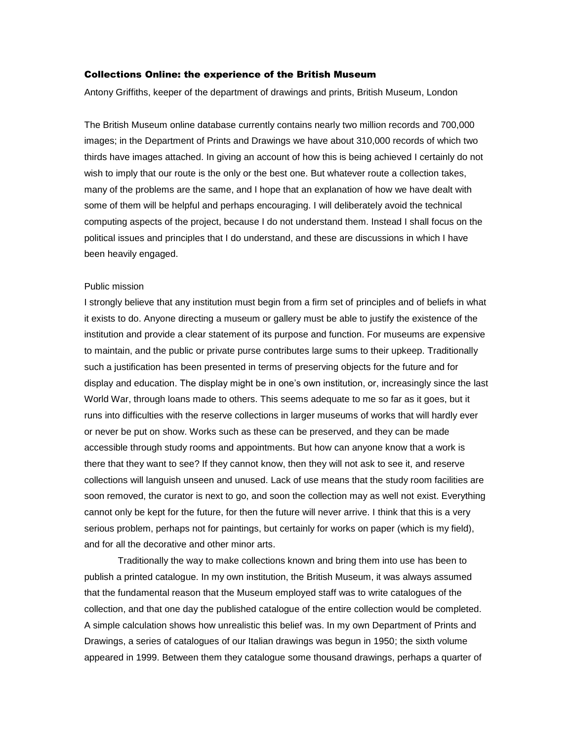# Collections Online: the experience of the British Museum

Antony Griffiths, keeper of the department of drawings and prints, British Museum, London

The British Museum online database currently contains nearly two million records and 700,000 images; in the Department of Prints and Drawings we have about 310,000 records of which two thirds have images attached. In giving an account of how this is being achieved I certainly do not wish to imply that our route is the only or the best one. But whatever route a collection takes, many of the problems are the same, and I hope that an explanation of how we have dealt with some of them will be helpful and perhaps encouraging. I will deliberately avoid the technical computing aspects of the project, because I do not understand them. Instead I shall focus on the political issues and principles that I do understand, and these are discussions in which I have been heavily engaged.

## Public mission

I strongly believe that any institution must begin from a firm set of principles and of beliefs in what it exists to do. Anyone directing a museum or gallery must be able to justify the existence of the institution and provide a clear statement of its purpose and function. For museums are expensive to maintain, and the public or private purse contributes large sums to their upkeep. Traditionally such a justification has been presented in terms of preserving objects for the future and for display and education. The display might be in one's own institution, or, increasingly since the last World War, through loans made to others. This seems adequate to me so far as it goes, but it runs into difficulties with the reserve collections in larger museums of works that will hardly ever or never be put on show. Works such as these can be preserved, and they can be made accessible through study rooms and appointments. But how can anyone know that a work is there that they want to see? If they cannot know, then they will not ask to see it, and reserve collections will languish unseen and unused. Lack of use means that the study room facilities are soon removed, the curator is next to go, and soon the collection may as well not exist. Everything cannot only be kept for the future, for then the future will never arrive. I think that this is a very serious problem, perhaps not for paintings, but certainly for works on paper (which is my field), and for all the decorative and other minor arts.

Traditionally the way to make collections known and bring them into use has been to publish a printed catalogue. In my own institution, the British Museum, it was always assumed that the fundamental reason that the Museum employed staff was to write catalogues of the collection, and that one day the published catalogue of the entire collection would be completed. A simple calculation shows how unrealistic this belief was. In my own Department of Prints and Drawings, a series of catalogues of our Italian drawings was begun in 1950; the sixth volume appeared in 1999. Between them they catalogue some thousand drawings, perhaps a quarter of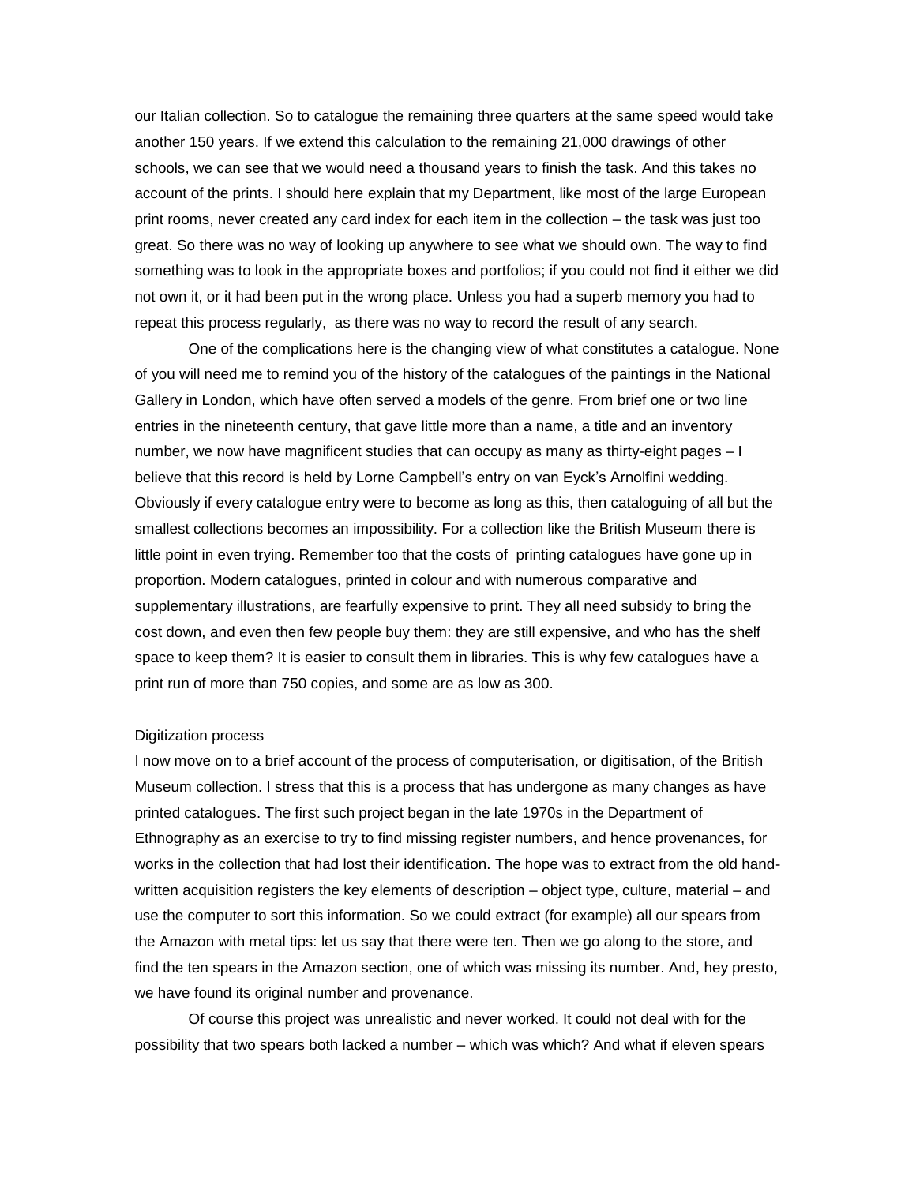our Italian collection. So to catalogue the remaining three quarters at the same speed would take another 150 years. If we extend this calculation to the remaining 21,000 drawings of other schools, we can see that we would need a thousand years to finish the task. And this takes no account of the prints. I should here explain that my Department, like most of the large European print rooms, never created any card index for each item in the collection – the task was just too great. So there was no way of looking up anywhere to see what we should own. The way to find something was to look in the appropriate boxes and portfolios; if you could not find it either we did not own it, or it had been put in the wrong place. Unless you had a superb memory you had to repeat this process regularly, as there was no way to record the result of any search.

One of the complications here is the changing view of what constitutes a catalogue. None of you will need me to remind you of the history of the catalogues of the paintings in the National Gallery in London, which have often served a models of the genre. From brief one or two line entries in the nineteenth century, that gave little more than a name, a title and an inventory number, we now have magnificent studies that can occupy as many as thirty-eight pages – I believe that this record is held by Lorne Campbell's entry on van Eyck's Arnolfini wedding. Obviously if every catalogue entry were to become as long as this, then cataloguing of all but the smallest collections becomes an impossibility. For a collection like the British Museum there is little point in even trying. Remember too that the costs of printing catalogues have gone up in proportion. Modern catalogues, printed in colour and with numerous comparative and supplementary illustrations, are fearfully expensive to print. They all need subsidy to bring the cost down, and even then few people buy them: they are still expensive, and who has the shelf space to keep them? It is easier to consult them in libraries. This is why few catalogues have a print run of more than 750 copies, and some are as low as 300.

## Digitization process

I now move on to a brief account of the process of computerisation, or digitisation, of the British Museum collection. I stress that this is a process that has undergone as many changes as have printed catalogues. The first such project began in the late 1970s in the Department of Ethnography as an exercise to try to find missing register numbers, and hence provenances, for works in the collection that had lost their identification. The hope was to extract from the old hand-written acquisition registers the key elements of description – object type, culture, material – and use the computer to sort this information. So we could extract (for example) all our spears from the Amazon with metal tips: let us say that there were ten. Then we go along to the store, and find the ten spears in the Amazon section, one of which was missing its number. And, hey presto, we have found its original number and provenance.

Of course this project was unrealistic and never worked. It could not deal with for the possibility that two spears both lacked a number – which was which? And what if eleven spears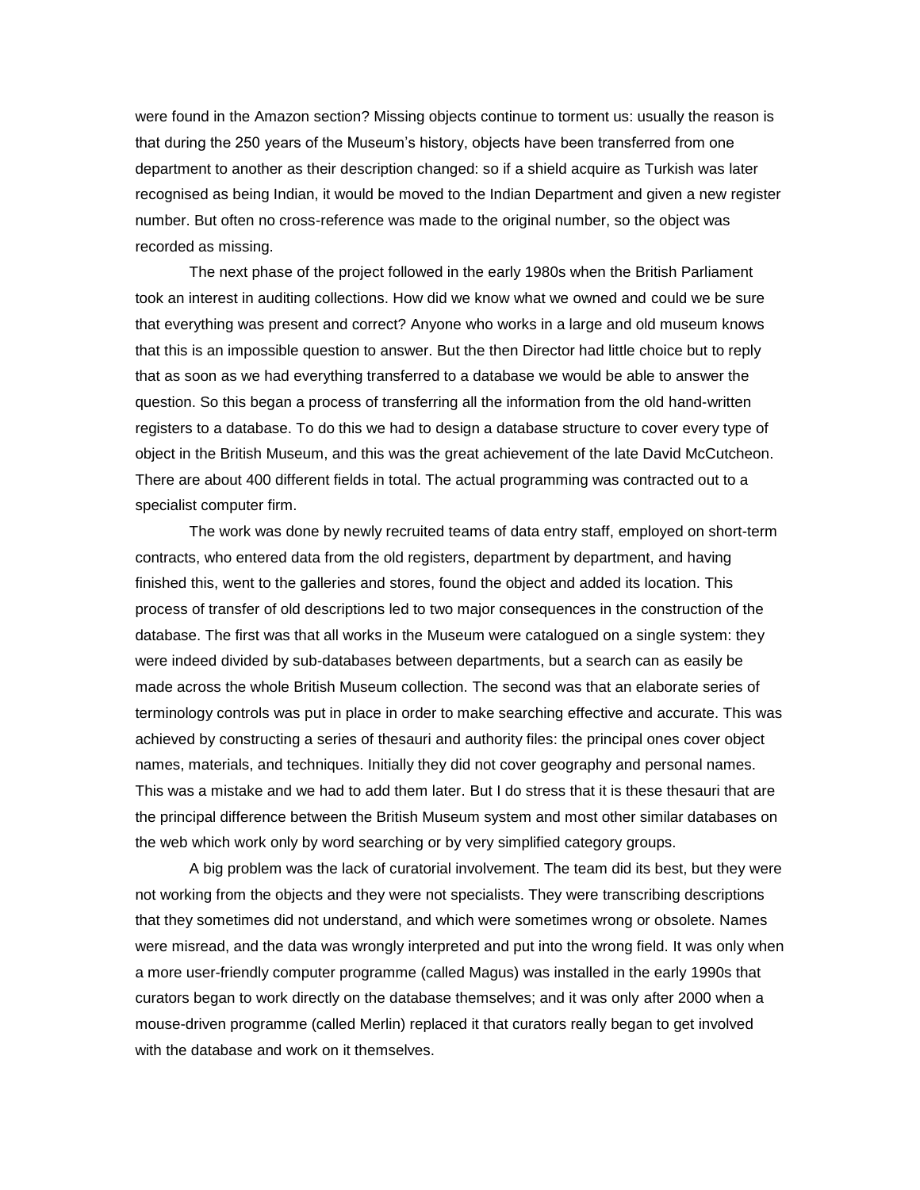were found in the Amazon section? Missing objects continue to torment us: usually the reason is that during the 250 years of the Museum's history, objects have been transferred from one department to another as their description changed: so if a shield acquire as Turkish was later recognised as being Indian, it would be moved to the Indian Department and given a new register number. But often no cross-reference was made to the original number, so the object was recorded as missing.

The next phase of the project followed in the early 1980s when the British Parliament took an interest in auditing collections. How did we know what we owned and could we be sure that everything was present and correct? Anyone who works in a large and old museum knows that this is an impossible question to answer. But the then Director had little choice but to reply that as soon as we had everything transferred to a database we would be able to answer the question. So this began a process of transferring all the information from the old hand-written registers to a database. To do this we had to design a database structure to cover every type of object in the British Museum, and this was the great achievement of the late David McCutcheon. There are about 400 different fields in total. The actual programming was contracted out to a specialist computer firm.

The work was done by newly recruited teams of data entry staff, employed on short-term contracts, who entered data from the old registers, department by department, and having finished this, went to the galleries and stores, found the object and added its location. This process of transfer of old descriptions led to two major consequences in the construction of the database. The first was that all works in the Museum were catalogued on a single system: they were indeed divided by sub-databases between departments, but a search can as easily be made across the whole British Museum collection. The second was that an elaborate series of terminology controls was put in place in order to make searching effective and accurate. This was achieved by constructing a series of thesauri and authority files: the principal ones cover object names, materials, and techniques. Initially they did not cover geography and personal names. This was a mistake and we had to add them later. But I do stress that it is these thesauri that are the principal difference between the British Museum system and most other similar databases on the web which work only by word searching or by very simplified category groups.

A big problem was the lack of curatorial involvement. The team did its best, but they were not working from the objects and they were not specialists. They were transcribing descriptions that they sometimes did not understand, and which were sometimes wrong or obsolete. Names were misread, and the data was wrongly interpreted and put into the wrong field. It was only when a more user-friendly computer programme (called Magus) was installed in the early 1990s that curators began to work directly on the database themselves; and it was only after 2000 when a mouse-driven programme (called Merlin) replaced it that curators really began to get involved with the database and work on it themselves.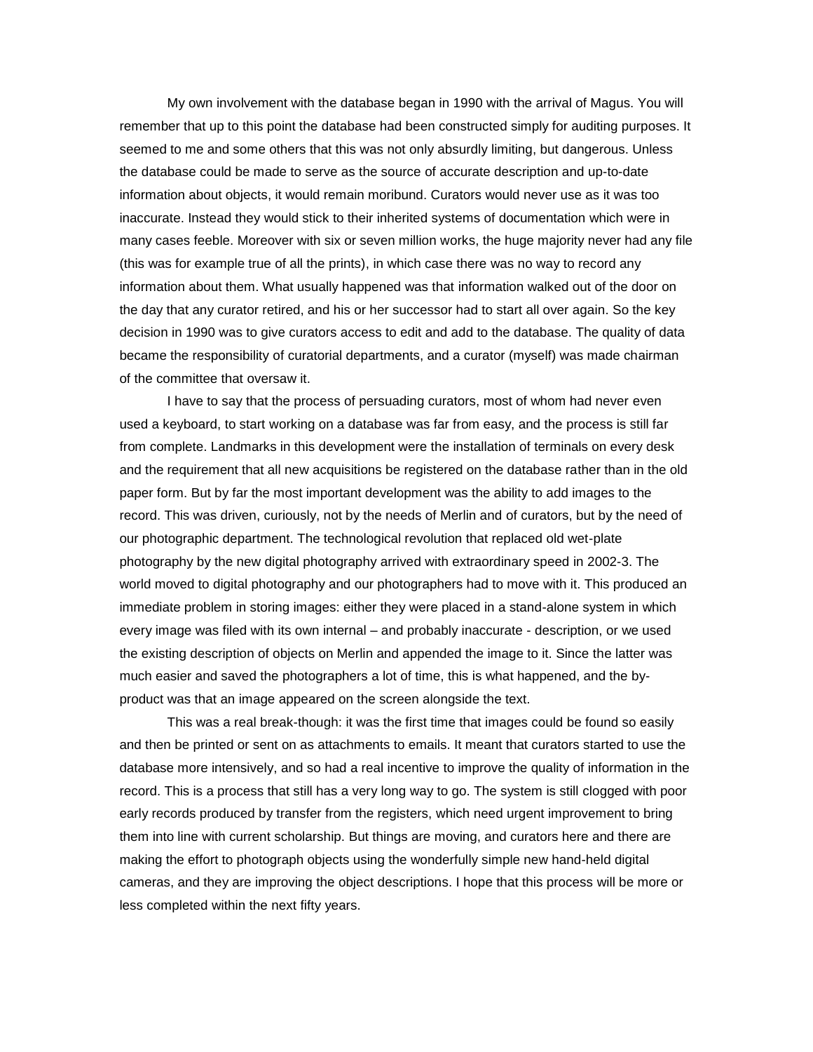My own involvement with the database began in 1990 with the arrival of Magus. You will remember that up to this point the database had been constructed simply for auditing purposes. It seemed to me and some others that this was not only absurdly limiting, but dangerous. Unless the database could be made to serve as the source of accurate description and up-to-date information about objects, it would remain moribund. Curators would never use as it was too inaccurate. Instead they would stick to their inherited systems of documentation which were in many cases feeble. Moreover with six or seven million works, the huge majority never had any file (this was for example true of all the prints), in which case there was no way to record any information about them. What usually happened was that information walked out of the door on the day that any curator retired, and his or her successor had to start all over again. So the key decision in 1990 was to give curators access to edit and add to the database. The quality of data became the responsibility of curatorial departments, and a curator (myself) was made chairman of the committee that oversaw it.

I have to say that the process of persuading curators, most of whom had never even used a keyboard, to start working on a database was far from easy, and the process is still far from complete. Landmarks in this development were the installation of terminals on every desk and the requirement that all new acquisitions be registered on the database rather than in the old paper form. But by far the most important development was the ability to add images to the record. This was driven, curiously, not by the needs of Merlin and of curators, but by the need of our photographic department. The technological revolution that replaced old wet-plate photography by the new digital photography arrived with extraordinary speed in 2002-3. The world moved to digital photography and our photographers had to move with it. This produced an immediate problem in storing images: either they were placed in a stand-alone system in which every image was filed with its own internal – and probably inaccurate - description, or we used the existing description of objects on Merlin and appended the image to it. Since the latter was much easier and saved the photographers a lot of time, this is what happened, and the by-product was that an image appeared on the screen alongside the text.

This was a real break-though: it was the first time that images could be found so easily and then be printed or sent on as attachments to emails. It meant that curators started to use the database more intensively, and so had a real incentive to improve the quality of information in the record. This is a process that still has a very long way to go. The system is still clogged with poor early records produced by transfer from the registers, which need urgent improvement to bring them into line with current scholarship. But things are moving, and curators here and there are making the effort to photograph objects using the wonderfully simple new hand-held digital cameras, and they are improving the object descriptions. I hope that this process will be more or less completed within the next fifty years.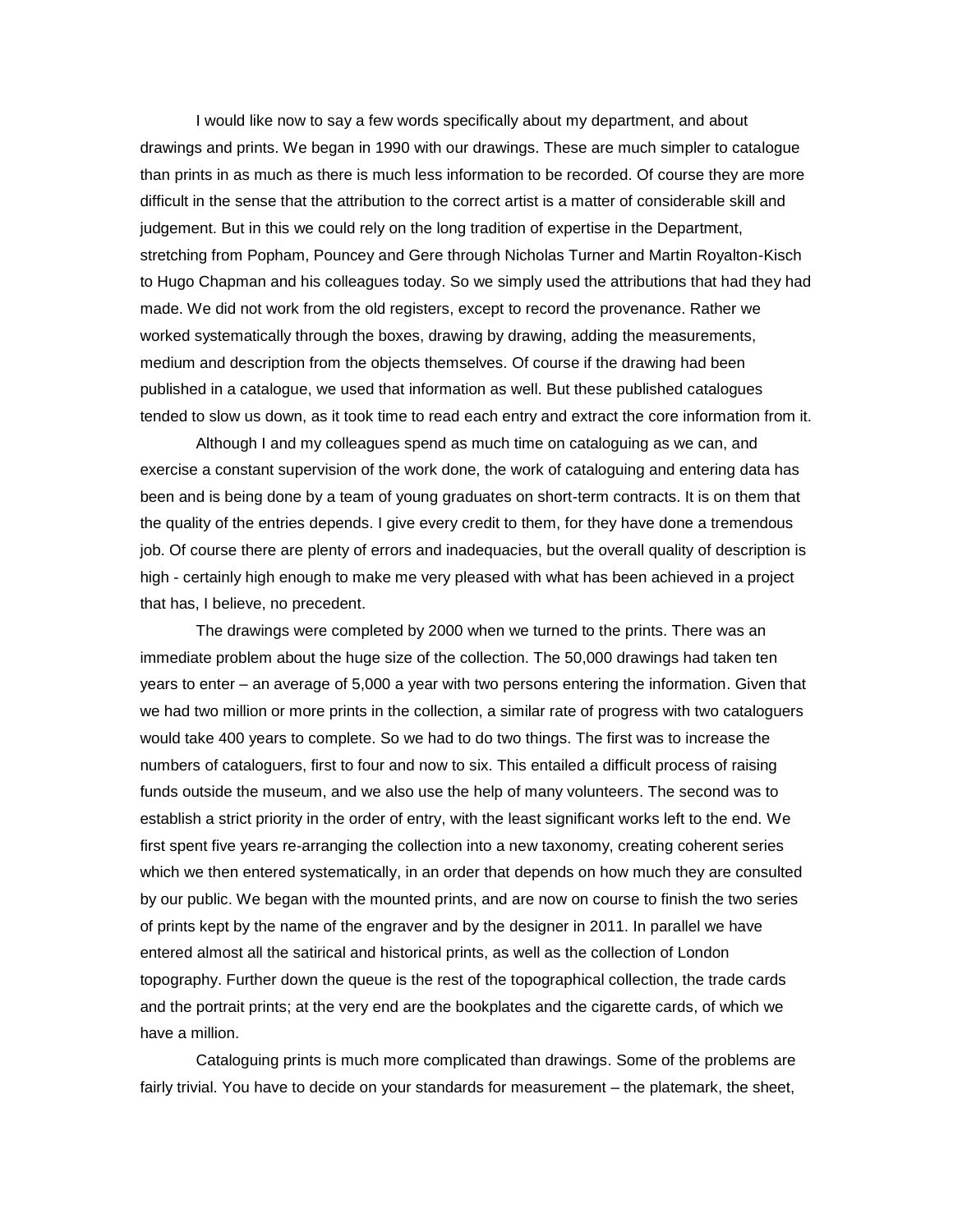I would like now to say a few words specifically about my department, and about drawings and prints. We began in 1990 with our drawings. These are much simpler to catalogue than prints in as much as there is much less information to be recorded. Of course they are more difficult in the sense that the attribution to the correct artist is a matter of considerable skill and judgement. But in this we could rely on the long tradition of expertise in the Department, stretching from Popham, Pouncey and Gere through Nicholas Turner and Martin Royalton-Kisch to Hugo Chapman and his colleagues today. So we simply used the attributions that had they had made. We did not work from the old registers, except to record the provenance. Rather we worked systematically through the boxes, drawing by drawing, adding the measurements, medium and description from the objects themselves. Of course if the drawing had been published in a catalogue, we used that information as well. But these published catalogues tended to slow us down, as it took time to read each entry and extract the core information from it.

Although I and my colleagues spend as much time on cataloguing as we can, and exercise a constant supervision of the work done, the work of cataloguing and entering data has been and is being done by a team of young graduates on short-term contracts. It is on them that the quality of the entries depends. I give every credit to them, for they have done a tremendous job. Of course there are plenty of errors and inadequacies, but the overall quality of description is high - certainly high enough to make me very pleased with what has been achieved in a project that has, I believe, no precedent.

The drawings were completed by 2000 when we turned to the prints. There was an immediate problem about the huge size of the collection. The 50,000 drawings had taken ten years to enter – an average of 5,000 a year with two persons entering the information. Given that we had two million or more prints in the collection, a similar rate of progress with two cataloguers would take 400 years to complete. So we had to do two things. The first was to increase the numbers of cataloguers, first to four and now to six. This entailed a difficult process of raising funds outside the museum, and we also use the help of many volunteers. The second was to establish a strict priority in the order of entry, with the least significant works left to the end. We first spent five years re-arranging the collection into a new taxonomy, creating coherent series which we then entered systematically, in an order that depends on how much they are consulted by our public. We began with the mounted prints, and are now on course to finish the two series of prints kept by the name of the engraver and by the designer in 2011. In parallel we have entered almost all the satirical and historical prints, as well as the collection of London topography. Further down the queue is the rest of the topographical collection, the trade cards and the portrait prints; at the very end are the bookplates and the cigarette cards, of which we have a million.

Cataloguing prints is much more complicated than drawings. Some of the problems are fairly trivial. You have to decide on your standards for measurement – the platemark, the sheet,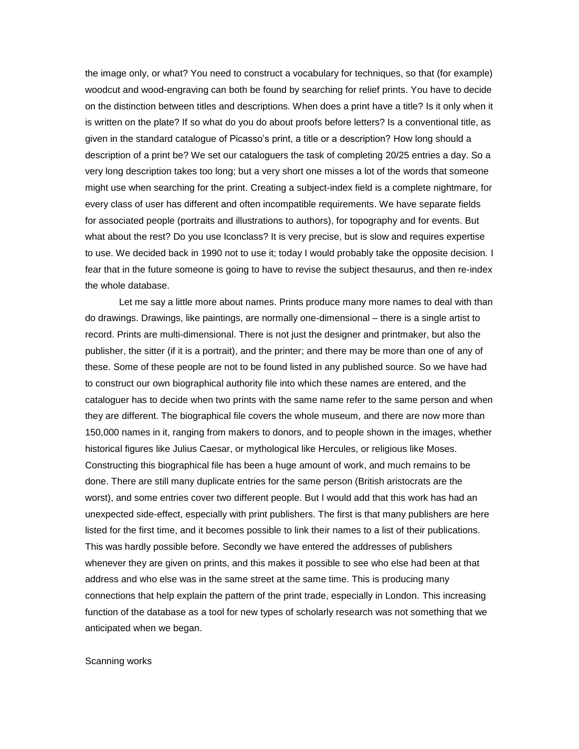the image only, or what? You need to construct a vocabulary for techniques, so that (for example) woodcut and wood-engraving can both be found by searching for relief prints. You have to decide on the distinction between titles and descriptions. When does a print have a title? Is it only when it is written on the plate? If so what do you do about proofs before letters? Is a conventional title, as given in the standard catalogue of Picasso's print, a title or a description? How long should a description of a print be? We set our cataloguers the task of completing 20/25 entries a day. So a very long description takes too long; but a very short one misses a lot of the words that someone might use when searching for the print. Creating a subject-index field is a complete nightmare, for every class of user has different and often incompatible requirements. We have separate fields for associated people (portraits and illustrations to authors), for topography and for events. But what about the rest? Do you use Iconclass? It is very precise, but is slow and requires expertise to use. We decided back in 1990 not to use it; today I would probably take the opposite decision. I fear that in the future someone is going to have to revise the subject thesaurus, and then re-index the whole database.

Let me say a little more about names. Prints produce many more names to deal with than do drawings. Drawings, like paintings, are normally one-dimensional – there is a single artist to record. Prints are multi-dimensional. There is not just the designer and printmaker, but also the publisher, the sitter (if it is a portrait), and the printer; and there may be more than one of any of these. Some of these people are not to be found listed in any published source. So we have had to construct our own biographical authority file into which these names are entered, and the cataloguer has to decide when two prints with the same name refer to the same person and when they are different. The biographical file covers the whole museum, and there are now more than 150,000 names in it, ranging from makers to donors, and to people shown in the images, whether historical figures like Julius Caesar, or mythological like Hercules, or religious like Moses. Constructing this biographical file has been a huge amount of work, and much remains to be done. There are still many duplicate entries for the same person (British aristocrats are the worst), and some entries cover two different people. But I would add that this work has had an unexpected side-effect, especially with print publishers. The first is that many publishers are here listed for the first time, and it becomes possible to link their names to a list of their publications. This was hardly possible before. Secondly we have entered the addresses of publishers whenever they are given on prints, and this makes it possible to see who else had been at that address and who else was in the same street at the same time. This is producing many connections that help explain the pattern of the print trade, especially in London. This increasing function of the database as a tool for new types of scholarly research was not something that we anticipated when we began.

Scanning works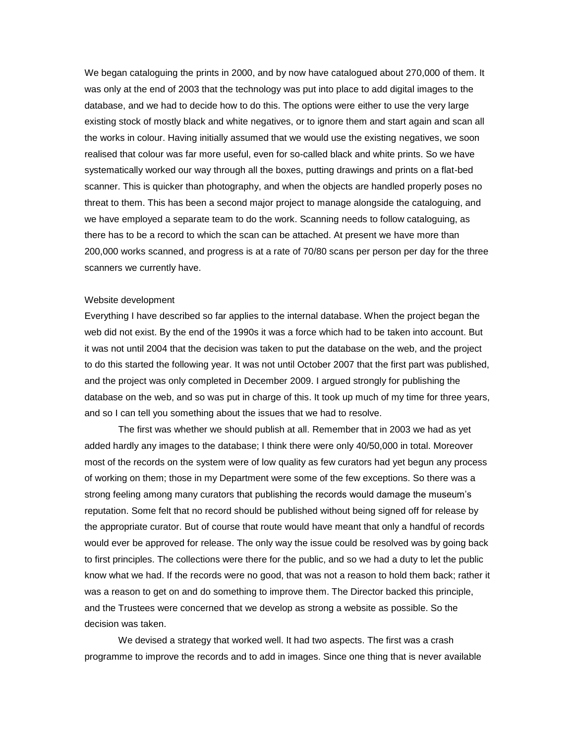We began cataloguing the prints in 2000, and by now have catalogued about 270,000 of them. It was only at the end of 2003 that the technology was put into place to add digital images to the database, and we had to decide how to do this. The options were either to use the very large existing stock of mostly black and white negatives, or to ignore them and start again and scan all the works in colour. Having initially assumed that we would use the existing negatives, we soon realised that colour was far more useful, even for so-called black and white prints. So we have systematically worked our way through all the boxes, putting drawings and prints on a flat-bed scanner. This is quicker than photography, and when the objects are handled properly poses no threat to them. This has been a second major project to manage alongside the cataloguing, and we have employed a separate team to do the work. Scanning needs to follow cataloguing, as there has to be a record to which the scan can be attached. At present we have more than 200,000 works scanned, and progress is at a rate of 70/80 scans per person per day for the three scanners we currently have.

Website development

Everything I have described so far applies to the internal database. When the project began the web did not exist. By the end of the 1990s it was a force which had to be taken into account. But it was not until 2004 that the decision was taken to put the database on the web, and the project to do this started the following year. It was not until October 2007 that the first part was published, and the project was only completed in December 2009. I argued strongly for publishing the database on the web, and so was put in charge of this. It took up much of my time for three years, and so I can tell you something about the issues that we had to resolve.

The first was whether we should publish at all. Remember that in 2003 we had as yet added hardly any images to the database; I think there were only 40/50,000 in total. Moreover most of the records on the system were of low quality as few curators had yet begun any process of working on them; those in my Department were some of the few exceptions. So there was a strong feeling among many curators that publishing the records would damage the museum's reputation. Some felt that no record should be published without being signed off for release by the appropriate curator. But of course that route would have meant that only a handful of records would ever be approved for release. The only way the issue could be resolved was by going back to first principles. The collections were there for the public, and so we had a duty to let the public know what we had. If the records were no good, that was not a reason to hold them back; rather it was a reason to get on and do something to improve them. The Director backed this principle, and the Trustees were concerned that we develop as strong a website as possible. So the decision was taken.

We devised a strategy that worked well. It had two aspects. The first was a crash programme to improve the records and to add in images. Since one thing that is never available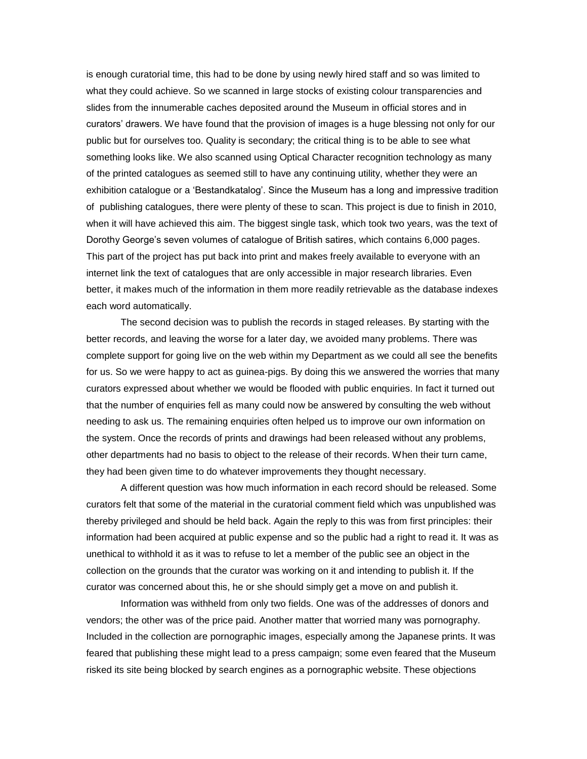is enough curatorial time, this had to be done by using newly hired staff and so was limited to what they could achieve. So we scanned in large stocks of existing colour transparencies and slides from the innumerable caches deposited around the Museum in official stores and in curators' drawers. We have found that the provision of images is a huge blessing not only for our public but for ourselves too. Quality is secondary; the critical thing is to be able to see what something looks like. We also scanned using Optical Character recognition technology as many of the printed catalogues as seemed still to have any continuing utility, whether they were an exhibition catalogue or a 'Bestandkatalog'. Since the Museum has a long and impressive tradition of publishing catalogues, there were plenty of these to scan. This project is due to finish in 2010, when it will have achieved this aim. The biggest single task, which took two years, was the text of Dorothy George's seven volumes of catalogue of British satires, which contains 6,000 pages. This part of the project has put back into print and makes freely available to everyone with an internet link the text of catalogues that are only accessible in major research libraries. Even better, it makes much of the information in them more readily retrievable as the database indexes each word automatically.

The second decision was to publish the records in staged releases. By starting with the better records, and leaving the worse for a later day, we avoided many problems. There was complete support for going live on the web within my Department as we could all see the benefits for us. So we were happy to act as guinea-pigs. By doing this we answered the worries that many curators expressed about whether we would be flooded with public enquiries. In fact it turned out that the number of enquiries fell as many could now be answered by consulting the web without needing to ask us. The remaining enquiries often helped us to improve our own information on the system. Once the records of prints and drawings had been released without any problems, other departments had no basis to object to the release of their records. When their turn came, they had been given time to do whatever improvements they thought necessary.

A different question was how much information in each record should be released. Some curators felt that some of the material in the curatorial comment field which was unpublished was thereby privileged and should be held back. Again the reply to this was from first principles: their information had been acquired at public expense and so the public had a right to read it. It was as unethical to withhold it as it was to refuse to let a member of the public see an object in the collection on the grounds that the curator was working on it and intending to publish it. If the curator was concerned about this, he or she should simply get a move on and publish it.

Information was withheld from only two fields. One was of the addresses of donors and vendors; the other was of the price paid. Another matter that worried many was pornography. Included in the collection are pornographic images, especially among the Japanese prints. It was feared that publishing these might lead to a press campaign; some even feared that the Museum risked its site being blocked by search engines as a pornographic website. These objections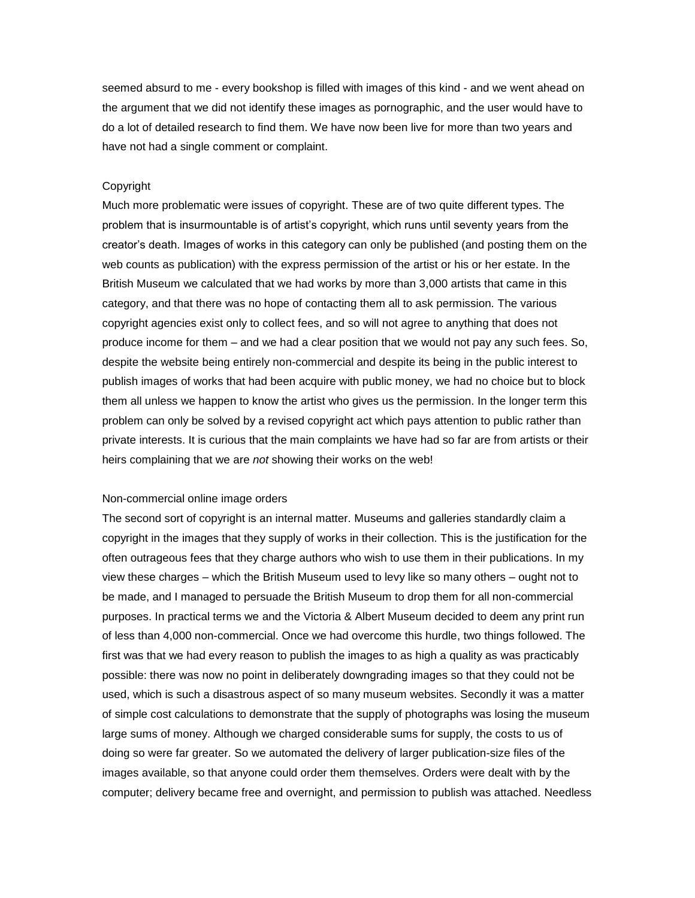seemed absurd to me - every bookshop is filled with images of this kind - and we went ahead on the argument that we did not identify these images as pornographic, and the user would have to do a lot of detailed research to find them. We have now been live for more than two years and have not had a single comment or complaint.

## Copyright

Much more problematic were issues of copyright. These are of two quite different types. The problem that is insurmountable is of artist's copyright, which runs until seventy years from the creator's death. Images of works in this category can only be published (and posting them on the web counts as publication) with the express permission of the artist or his or her estate. In the British Museum we calculated that we had works by more than 3,000 artists that came in this category, and that there was no hope of contacting them all to ask permission. The various copyright agencies exist only to collect fees, and so will not agree to anything that does not produce income for them – and we had a clear position that we would not pay any such fees. So, despite the website being entirely non-commercial and despite its being in the public interest to publish images of works that had been acquire with public money, we had no choice but to block them all unless we happen to know the artist who gives us the permission. In the longer term this problem can only be solved by a revised copyright act which pays attention to public rather than private interests. It is curious that the main complaints we have had so far are from artists or their heirs complaining that we are *not* showing their works on the web!

## Non-commercial online image orders

The second sort of copyright is an internal matter. Museums and galleries standardly claim a copyright in the images that they supply of works in their collection. This is the justification for the often outrageous fees that they charge authors who wish to use them in their publications. In my view these charges – which the British Museum used to levy like so many others – ought not to be made, and I managed to persuade the British Museum to drop them for all non-commercial purposes. In practical terms we and the Victoria & Albert Museum decided to deem any print run of less than 4,000 non-commercial. Once we had overcome this hurdle, two things followed. The first was that we had every reason to publish the images to as high a quality as was practicably possible: there was now no point in deliberately downgrading images so that they could not be used, which is such a disastrous aspect of so many museum websites. Secondly it was a matter of simple cost calculations to demonstrate that the supply of photographs was losing the museum large sums of money. Although we charged considerable sums for supply, the costs to us of doing so were far greater. So we automated the delivery of larger publication-size files of the images available, so that anyone could order them themselves. Orders were dealt with by the computer; delivery became free and overnight, and permission to publish was attached. Needless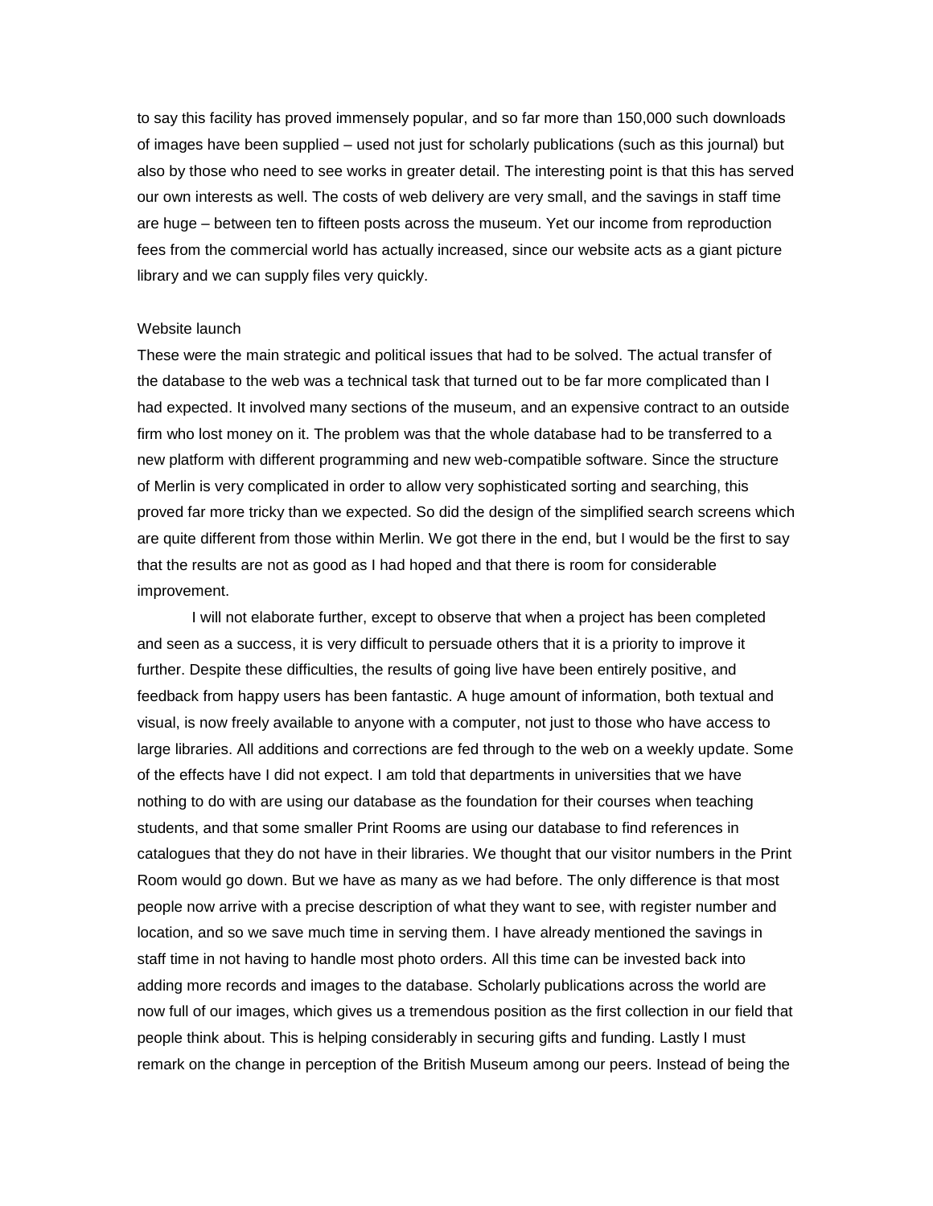to say this facility has proved immensely popular, and so far more than 150,000 such downloads of images have been supplied – used not just for scholarly publications (such as this journal) but also by those who need to see works in greater detail. The interesting point is that this has served our own interests as well. The costs of web delivery are very small, and the savings in staff time are huge – between ten to fifteen posts across the museum. Yet our income from reproduction fees from the commercial world has actually increased, since our website acts as a giant picture library and we can supply files very quickly.

## Website launch

These were the main strategic and political issues that had to be solved. The actual transfer of the database to the web was a technical task that turned out to be far more complicated than I had expected. It involved many sections of the museum, and an expensive contract to an outside firm who lost money on it. The problem was that the whole database had to be transferred to a new platform with different programming and new web-compatible software. Since the structure of Merlin is very complicated in order to allow very sophisticated sorting and searching, this proved far more tricky than we expected. So did the design of the simplified search screens which are quite different from those within Merlin. We got there in the end, but I would be the first to say that the results are not as good as I had hoped and that there is room for considerable improvement.

I will not elaborate further, except to observe that when a project has been completed and seen as a success, it is very difficult to persuade others that it is a priority to improve it further. Despite these difficulties, the results of going live have been entirely positive, and feedback from happy users has been fantastic. A huge amount of information, both textual and visual, is now freely available to anyone with a computer, not just to those who have access to large libraries. All additions and corrections are fed through to the web on a weekly update. Some of the effects have I did not expect. I am told that departments in universities that we have nothing to do with are using our database as the foundation for their courses when teaching students, and that some smaller Print Rooms are using our database to find references in catalogues that they do not have in their libraries. We thought that our visitor numbers in the Print Room would go down. But we have as many as we had before. The only difference is that most people now arrive with a precise description of what they want to see, with register number and location, and so we save much time in serving them. I have already mentioned the savings in staff time in not having to handle most photo orders. All this time can be invested back into adding more records and images to the database. Scholarly publications across the world are now full of our images, which gives us a tremendous position as the first collection in our field that people think about. This is helping considerably in securing gifts and funding. Lastly I must remark on the change in perception of the British Museum among our peers. Instead of being the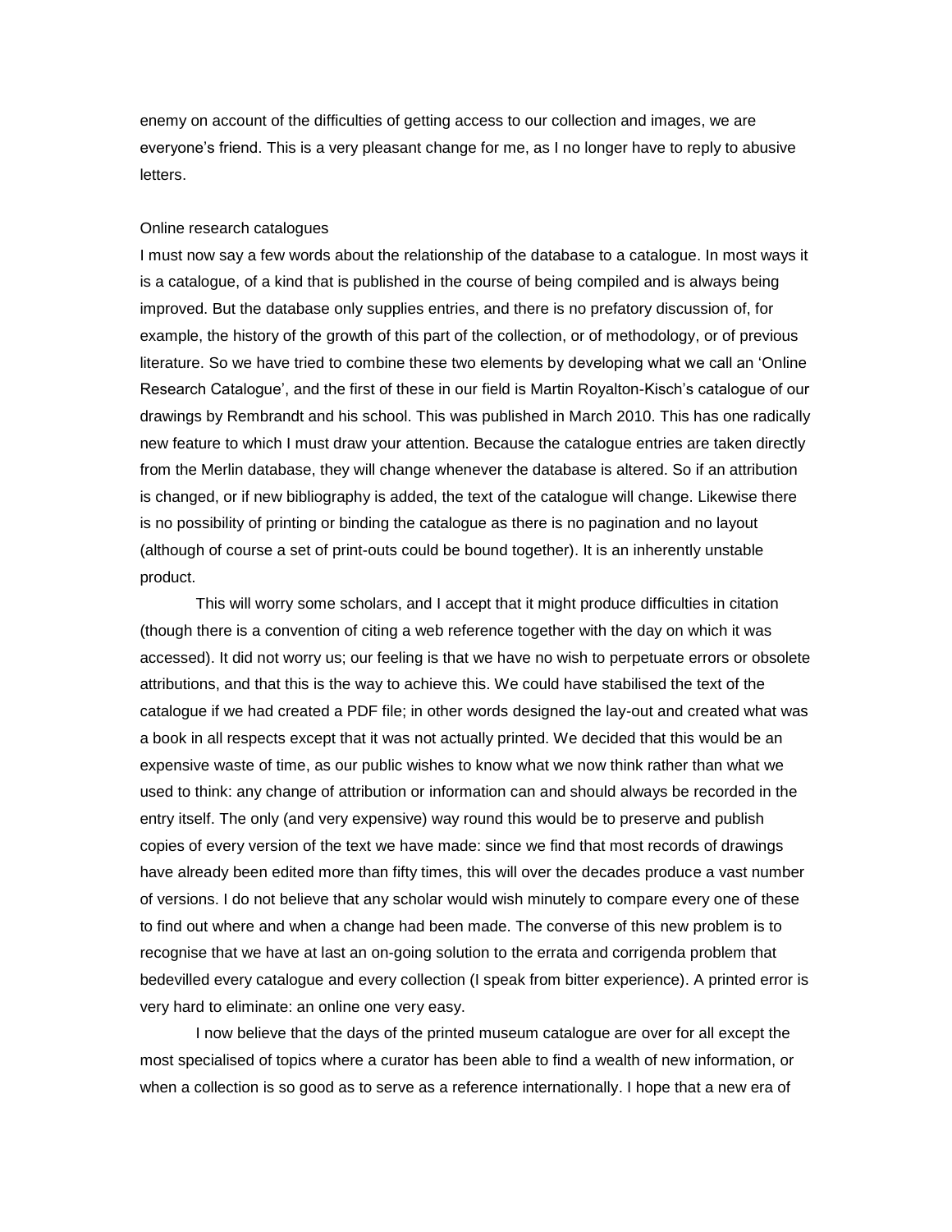enemy on account of the difficulties of getting access to our collection and images, we are everyone's friend. This is a very pleasant change for me, as I no longer have to reply to abusive letters.

## Online research catalogues

I must now say a few words about the relationship of the database to a catalogue. In most ways it is a catalogue, of a kind that is published in the course of being compiled and is always being improved. But the database only supplies entries, and there is no prefatory discussion of, for example, the history of the growth of this part of the collection, or of methodology, or of previous literature. So we have tried to combine these two elements by developing what we call an 'Online Research Catalogue', and the first of these in our field is Martin Royalton-Kisch's catalogue of our drawings by Rembrandt and his school. This was published in March 2010. This has one radically new feature to which I must draw your attention. Because the catalogue entries are taken directly from the Merlin database, they will change whenever the database is altered. So if an attribution is changed, or if new bibliography is added, the text of the catalogue will change. Likewise there is no possibility of printing or binding the catalogue as there is no pagination and no layout (although of course a set of print-outs could be bound together). It is an inherently unstable product.

This will worry some scholars, and I accept that it might produce difficulties in citation (though there is a convention of citing a web reference together with the day on which it was accessed). It did not worry us; our feeling is that we have no wish to perpetuate errors or obsolete attributions, and that this is the way to achieve this. We could have stabilised the text of the catalogue if we had created a PDF file; in other words designed the lay-out and created what was a book in all respects except that it was not actually printed. We decided that this would be an expensive waste of time, as our public wishes to know what we now think rather than what we used to think: any change of attribution or information can and should always be recorded in the entry itself. The only (and very expensive) way round this would be to preserve and publish copies of every version of the text we have made: since we find that most records of drawings have already been edited more than fifty times, this will over the decades produce a vast number of versions. I do not believe that any scholar would wish minutely to compare every one of these to find out where and when a change had been made. The converse of this new problem is to recognise that we have at last an on-going solution to the errata and corrigenda problem that bedevilled every catalogue and every collection (I speak from bitter experience). A printed error is very hard to eliminate: an online one very easy.

I now believe that the days of the printed museum catalogue are over for all except the most specialised of topics where a curator has been able to find a wealth of new information, or when a collection is so good as to serve as a reference internationally. I hope that a new era of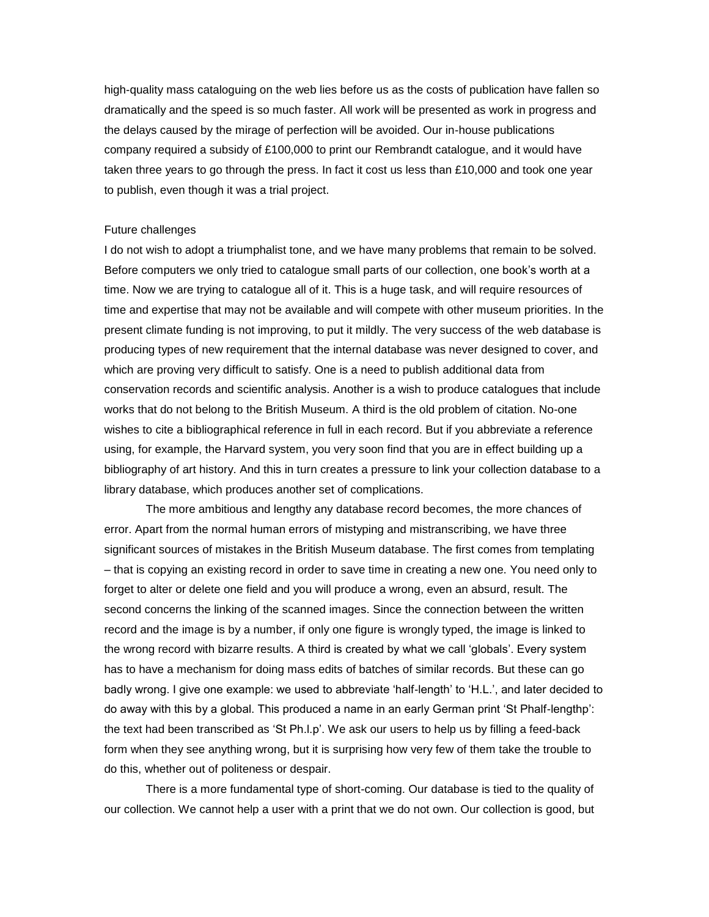high-quality mass cataloguing on the web lies before us as the costs of publication have fallen so dramatically and the speed is so much faster. All work will be presented as work in progress and the delays caused by the mirage of perfection will be avoided. Our in-house publications company required a subsidy of £100,000 to print our Rembrandt catalogue, and it would have taken three years to go through the press. In fact it cost us less than £10,000 and took one year to publish, even though it was a trial project.

## Future challenges

I do not wish to adopt a triumphalist tone, and we have many problems that remain to be solved. Before computers we only tried to catalogue small parts of our collection, one book's worth at a time. Now we are trying to catalogue all of it. This is a huge task, and will require resources of time and expertise that may not be available and will compete with other museum priorities. In the present climate funding is not improving, to put it mildly. The very success of the web database is producing types of new requirement that the internal database was never designed to cover, and which are proving very difficult to satisfy. One is a need to publish additional data from conservation records and scientific analysis. Another is a wish to produce catalogues that include works that do not belong to the British Museum. A third is the old problem of citation. No-one wishes to cite a bibliographical reference in full in each record. But if you abbreviate a reference using, for example, the Harvard system, you very soon find that you are in effect building up a bibliography of art history. And this in turn creates a pressure to link your collection database to a library database, which produces another set of complications.

The more ambitious and lengthy any database record becomes, the more chances of error. Apart from the normal human errors of mistyping and mistranscribing, we have three significant sources of mistakes in the British Museum database. The first comes from templating – that is copying an existing record in order to save time in creating a new one. You need only to forget to alter or delete one field and you will produce a wrong, even an absurd, result. The second concerns the linking of the scanned images. Since the connection between the written record and the image is by a number, if only one figure is wrongly typed, the image is linked to the wrong record with bizarre results. A third is created by what we call 'globals'. Every system has to have a mechanism for doing mass edits of batches of similar records. But these can go badly wrong. I give one example: we used to abbreviate 'half-length' to 'H.L.', and later decided to do away with this by a global. This produced a name in an early German print 'St Phalf-lengthp': the text had been transcribed as 'St Ph.l.p'. We ask our users to help us by filling a feed-back form when they see anything wrong, but it is surprising how very few of them take the trouble to do this, whether out of politeness or despair.

There is a more fundamental type of short-coming. Our database is tied to the quality of our collection. We cannot help a user with a print that we do not own. Our collection is good, but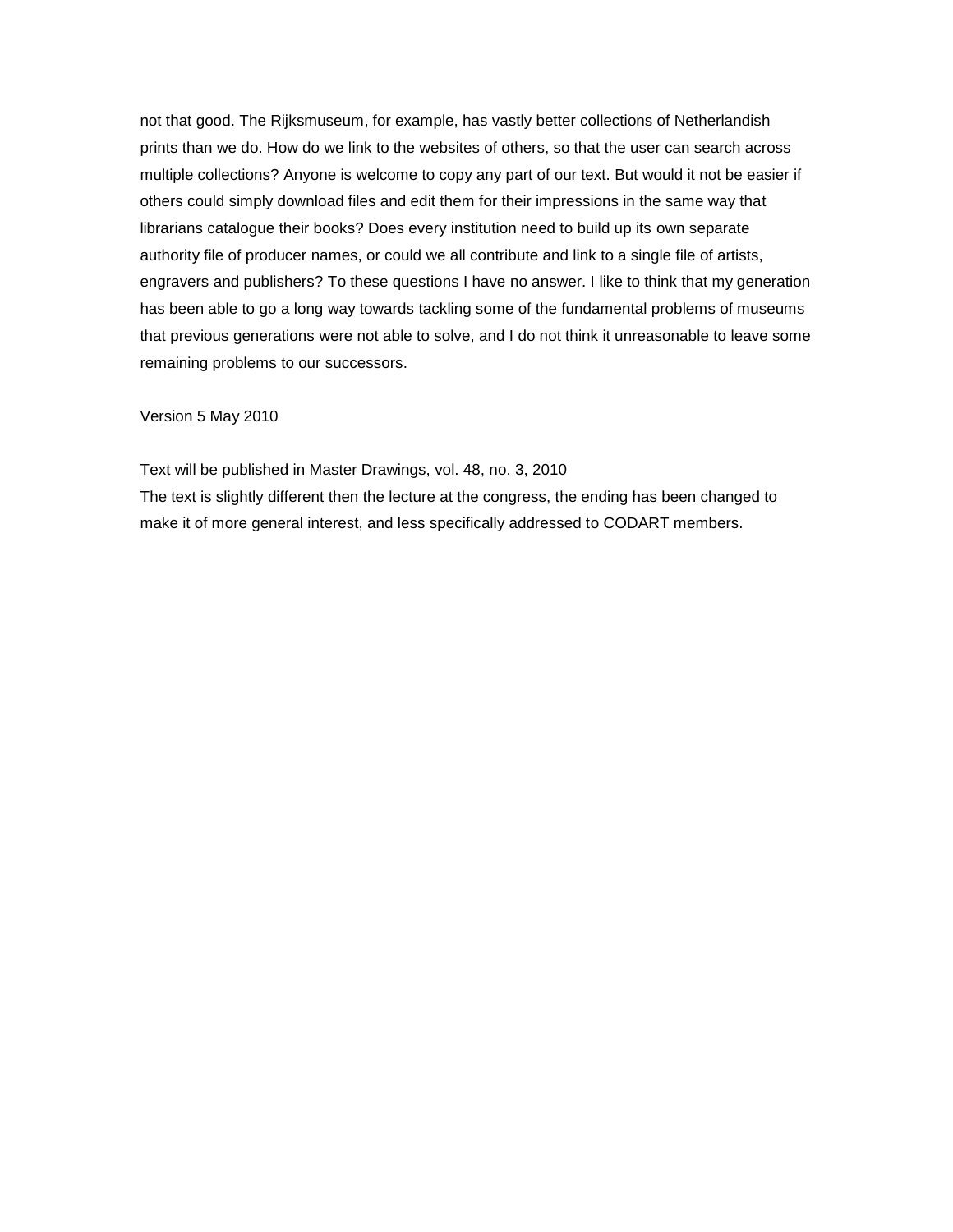not that good. The Rijksmuseum, for example, has vastly better collections of Netherlandish prints than we do. How do we link to the websites of others, so that the user can search across multiple collections? Anyone is welcome to copy any part of our text. But would it not be easier if others could simply download files and edit them for their impressions in the same way that librarians catalogue their books? Does every institution need to build up its own separate authority file of producer names, or could we all contribute and link to a single file of artists, engravers and publishers? To these questions I have no answer. I like to think that my generation has been able to go a long way towards tackling some of the fundamental problems of museums that previous generations were not able to solve, and I do not think it unreasonable to leave some remaining problems to our successors.

Version 5 May 2010

Text will be published in Master Drawings, vol. 48, no. 3, 2010
The text is slightly different then the lecture at the congress, the ending has been changed to make it of more general interest, and less specifically addressed to CODART members.